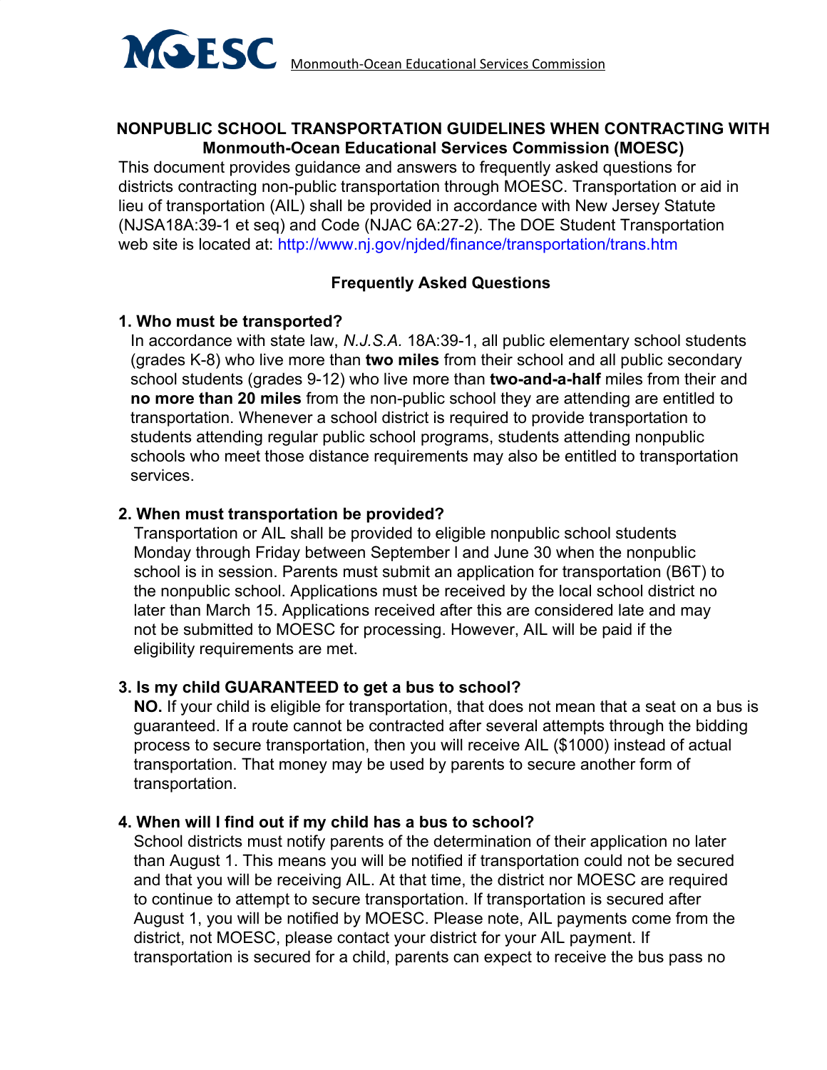**MOESC** Monmouth-Ocean Educational Services Commission

# NONPUBLIC SCHOOL TRANSPORTATION GUIDELINES WHEN CONTRACTING WITH Monmouth-Ocean Educational Services Commission (MOESC)

This document provides guidance and answers to frequently asked questions for districts contracting non-public transportation through MOESC. Transportation or aid in lieu of transportation (AIL) shall be provided in accordance with New Jersey Statute (NJSA18A:39-1 et seq) and Code (NJAC 6A:27-2). The DOE Student Transportation web site is located at: http://www.nj.gov/njded/finance/transportation/trans.htm

## Frequently Asked Questions

### 1. Who must be transported?

In accordance with state law, *N.J.S.A.* 18A:39-1, all public elementary school students (grades K-8) who live more than **two miles** from their school and all public secondary school students (grades 9-12) who live more than **two-and-a-half** miles from their and **no more than 20 miles** from the non-public school they are attending are entitled to transportation. Whenever a school district is required to provide transportation to students attending regular public school programs, students attending nonpublic schools who meet those distance requirements may also be entitled to transportation services.

### 2. When must transportation be provided?

Transportation or AIL shall be provided to eligible nonpublic school students Monday through Friday between September I and June 30 when the nonpublic school is in session. Parents must submit an application for transportation (B6T) to the nonpublic school. Applications must be received by the local school district no later than March 15. Applications received after this are considered late and may not be submitted to MOESC for processing. However, AIL will be paid if the eligibility requirements are met.

### 3. Is my child GUARANTEED to get a bus to school?

**NO.** If your child is eligible for transportation, that does not mean that a seat on a bus is guaranteed. If a route cannot be contracted after several attempts through the bidding process to secure transportation, then you will receive AIL ($1000) instead of actual transportation. That money may be used by parents to secure another form of transportation.

### 4. When will I find out if my child has a bus to school?

School districts must notify parents of the determination of their application no later than August 1. This means you will be notified if transportation could not be secured and that you will be receiving AIL. At that time, the district nor MOESC are required to continue to attempt to secure transportation. If transportation is secured after August 1, you will be notified by MOESC. Please note, AIL payments come from the district, not MOESC, please contact your district for your AIL payment. If transportation is secured for a child, parents can expect to receive the bus pass no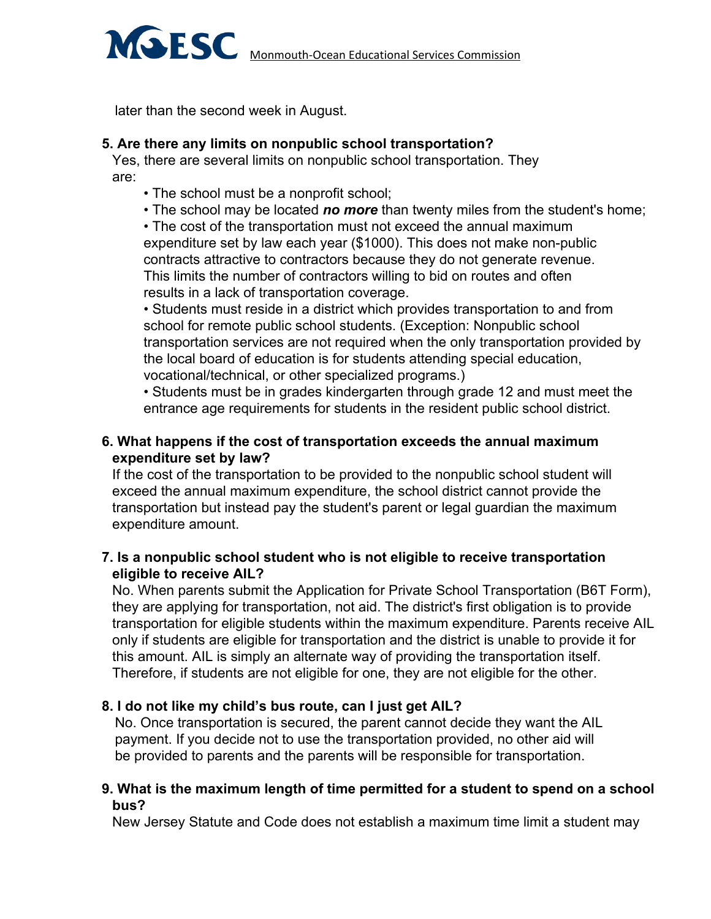later than the second week in August.

**5. Are there any limits on nonpublic school transportation?**

Yes, there are several limits on nonpublic school transportation. They are:

- The school must be a nonprofit school;
- The school may be located ***no more*** than twenty miles from the student's home;
- The cost of the transportation must not exceed the annual maximum expenditure set by law each year ($1000). This does not make non-public contracts attractive to contractors because they do not generate revenue. This limits the number of contractors willing to bid on routes and often results in a lack of transportation coverage.
- Students must reside in a district which provides transportation to and from school for remote public school students. (Exception: Nonpublic school transportation services are not required when the only transportation provided by the local board of education is for students attending special education, vocational/technical, or other specialized programs.)
- Students must be in grades kindergarten through grade 12 and must meet the entrance age requirements for students in the resident public school district.

**6. What happens if the cost of transportation exceeds the annual maximum expenditure set by law?**

If the cost of the transportation to be provided to the nonpublic school student will exceed the annual maximum expenditure, the school district cannot provide the transportation but instead pay the student's parent or legal guardian the maximum expenditure amount.

**7. Is a nonpublic school student who is not eligible to receive transportation eligible to receive AIL?**

No. When parents submit the Application for Private School Transportation (B6T Form), they are applying for transportation, not aid. The district's first obligation is to provide transportation for eligible students within the maximum expenditure. Parents receive AIL only if students are eligible for transportation and the district is unable to provide it for this amount. AIL is simply an alternate way of providing the transportation itself. Therefore, if students are not eligible for one, they are not eligible for the other.

**8. I do not like my child's bus route, can I just get AIL?**

No. Once transportation is secured, the parent cannot decide they want the AIL payment. If you decide not to use the transportation provided, no other aid will be provided to parents and the parents will be responsible for transportation.

**9. What is the maximum length of time permitted for a student to spend on a school bus?**

New Jersey Statute and Code does not establish a maximum time limit a student may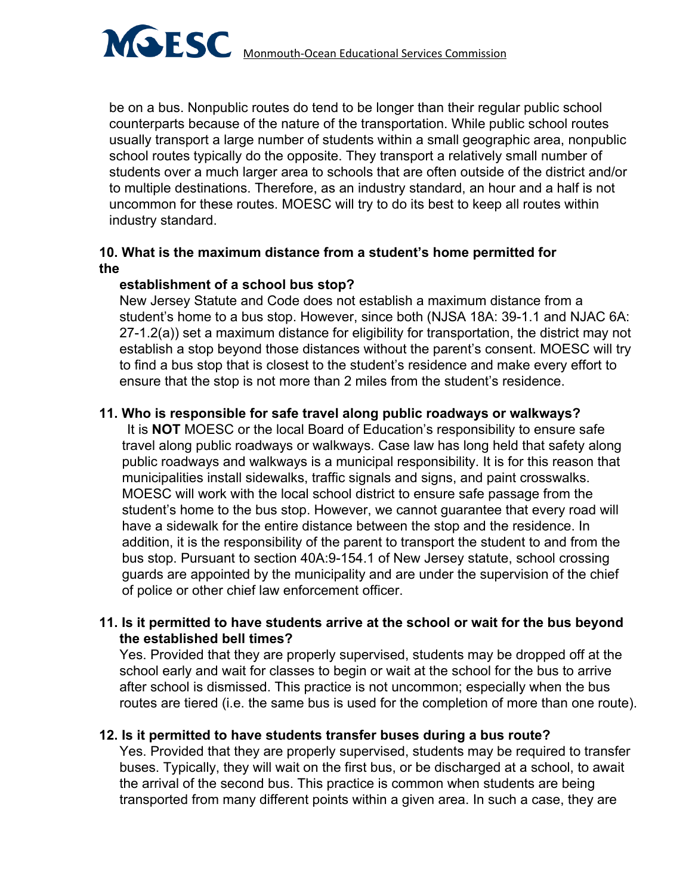be on a bus. Nonpublic routes do tend to be longer than their regular public school counterparts because of the nature of the transportation. While public school routes usually transport a large number of students within a small geographic area, nonpublic school routes typically do the opposite. They transport a relatively small number of students over a much larger area to schools that are often outside of the district and/or to multiple destinations. Therefore, as an industry standard, an hour and a half is not uncommon for these routes. MOESC will try to do its best to keep all routes within industry standard.

**10. What is the maximum distance from a student's home permitted for the establishment of a school bus stop?**

New Jersey Statute and Code does not establish a maximum distance from a student's home to a bus stop. However, since both (NJSA 18A: 39-1.1 and NJAC 6A: 27-1.2(a)) set a maximum distance for eligibility for transportation, the district may not establish a stop beyond those distances without the parent's consent. MOESC will try to find a bus stop that is closest to the student's residence and make every effort to ensure that the stop is not more than 2 miles from the student's residence.

**11. Who is responsible for safe travel along public roadways or walkways?**

It is **NOT** MOESC or the local Board of Education's responsibility to ensure safe travel along public roadways or walkways. Case law has long held that safety along public roadways and walkways is a municipal responsibility. It is for this reason that municipalities install sidewalks, traffic signals and signs, and paint crosswalks. MOESC will work with the local school district to ensure safe passage from the student's home to the bus stop. However, we cannot guarantee that every road will have a sidewalk for the entire distance between the stop and the residence. In addition, it is the responsibility of the parent to transport the student to and from the bus stop. Pursuant to section 40A:9-154.1 of New Jersey statute, school crossing guards are appointed by the municipality and are under the supervision of the chief of police or other chief law enforcement officer.

**11. Is it permitted to have students arrive at the school or wait for the bus beyond the established bell times?**

Yes. Provided that they are properly supervised, students may be dropped off at the school early and wait for classes to begin or wait at the school for the bus to arrive after school is dismissed. This practice is not uncommon; especially when the bus routes are tiered (i.e. the same bus is used for the completion of more than one route).

**12. Is it permitted to have students transfer buses during a bus route?**

Yes. Provided that they are properly supervised, students may be required to transfer buses. Typically, they will wait on the first bus, or be discharged at a school, to await the arrival of the second bus. This practice is common when students are being transported from many different points within a given area. In such a case, they are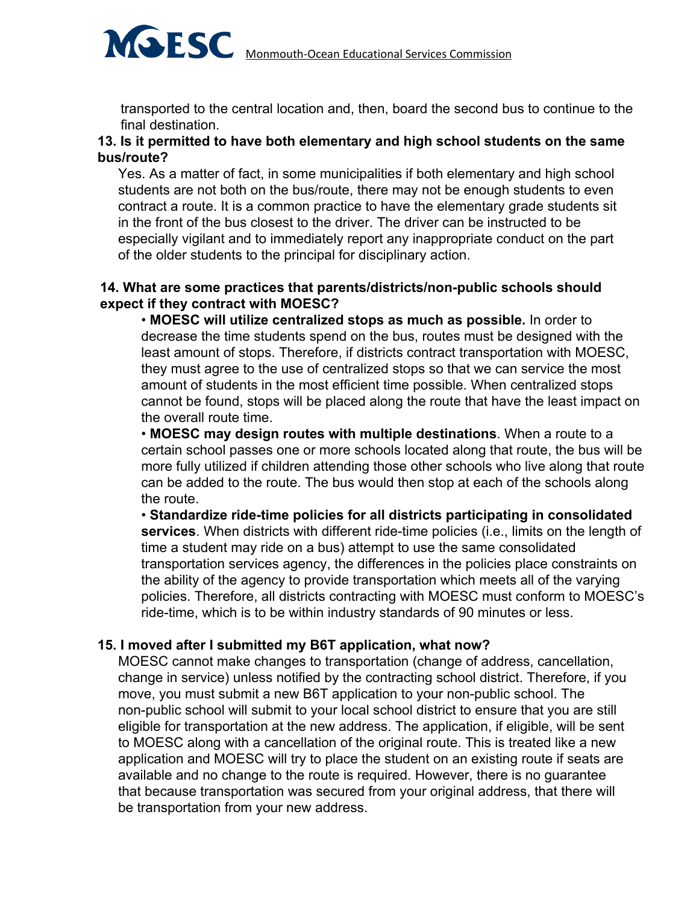transported to the central location and, then, board the second bus to continue to the final destination.

**13. Is it permitted to have both elementary and high school students on the same bus/route?**

Yes. As a matter of fact, in some municipalities if both elementary and high school students are not both on the bus/route, there may not be enough students to even contract a route. It is a common practice to have the elementary grade students sit in the front of the bus closest to the driver. The driver can be instructed to be especially vigilant and to immediately report any inappropriate conduct on the part of the older students to the principal for disciplinary action.

**14. What are some practices that parents/districts/non-public schools should expect if they contract with MOESC?**

- **MOESC will utilize centralized stops as much as possible.** In order to decrease the time students spend on the bus, routes must be designed with the least amount of stops. Therefore, if districts contract transportation with MOESC, they must agree to the use of centralized stops so that we can service the most amount of students in the most efficient time possible. When centralized stops cannot be found, stops will be placed along the route that have the least impact on the overall route time.
- **MOESC may design routes with multiple destinations**. When a route to a certain school passes one or more schools located along that route, the bus will be more fully utilized if children attending those other schools who live along that route can be added to the route. The bus would then stop at each of the schools along the route.
- **Standardize ride-time policies for all districts participating in consolidated services**. When districts with different ride-time policies (i.e., limits on the length of time a student may ride on a bus) attempt to use the same consolidated transportation services agency, the differences in the policies place constraints on the ability of the agency to provide transportation which meets all of the varying policies. Therefore, all districts contracting with MOESC must conform to MOESC's ride-time, which is to be within industry standards of 90 minutes or less.

**15. I moved after I submitted my B6T application, what now?**

MOESC cannot make changes to transportation (change of address, cancellation, change in service) unless notified by the contracting school district. Therefore, if you move, you must submit a new B6T application to your non-public school. The non-public school will submit to your local school district to ensure that you are still eligible for transportation at the new address. The application, if eligible, will be sent to MOESC along with a cancellation of the original route. This is treated like a new application and MOESC will try to place the student on an existing route if seats are available and no change to the route is required. However, there is no guarantee that because transportation was secured from your original address, that there will be transportation from your new address.